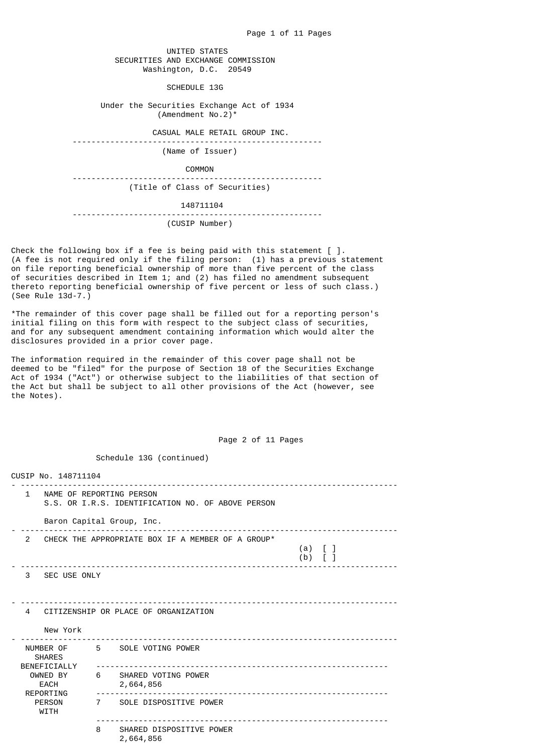# UNITED STATES
# SECURITIES AND EXCHANGE COMMISSION
Washington, D.C. 20549

## SCHEDULE 13G

Under the Securities Exchange Act of 1934
(Amendment No.2)*

CASUAL MALE RETAIL GROUP INC.

(Name of Issuer)

COMMON

(Title of Class of Securities)

148711104

(CUSIP Number)

Check the following box if a fee is being paid with this statement [ ]. (A fee is not required only if the filing person: (1) has a previous statement on file reporting beneficial ownership of more than five percent of the class of securities described in Item 1; and (2) has filed no amendment subsequent thereto reporting beneficial ownership of five percent or less of such class.) (See Rule 13d-7.)

*The remainder of this cover page shall be filled out for a reporting person's initial filing on this form with respect to the subject class of securities, and for any subsequent amendment containing information which would alter the disclosures provided in a prior cover page.

The information required in the remainder of this cover page shall not be deemed to be "filed" for the purpose of Section 18 of the Securities Exchange Act of 1934 ("Act") or otherwise subject to the liabilities of that section of the Act but shall be subject to all other provisions of the Act (however, see the Notes).

Schedule 13G (continued)

CUSIP No. 148711104

| | | |
|---|---|---|
| 1 | NAME OF REPORTING PERSON<br>S.S. OR I.R.S. IDENTIFICATION NO. OF ABOVE PERSON<br><br>Baron Capital Group, Inc. | |
| 2 | CHECK THE APPROPRIATE BOX IF A MEMBER OF A GROUP* | (a) [ ]<br>(b) [ ] |
| 3 | SEC USE ONLY | |
| 4 | CITIZENSHIP OR PLACE OF ORGANIZATION<br><br>New York | |

| | | |
|---|---|---|
| NUMBER OF SHARES BENEFICIALLY OWNED BY EACH REPORTING PERSON WITH | 5 | SOLE VOTING POWER |
| | 6 | SHARED VOTING POWER<br>2,664,856 |
| | 7 | SOLE DISPOSITIVE POWER |
| | 8 | SHARED DISPOSITIVE POWER<br>2,664,856 |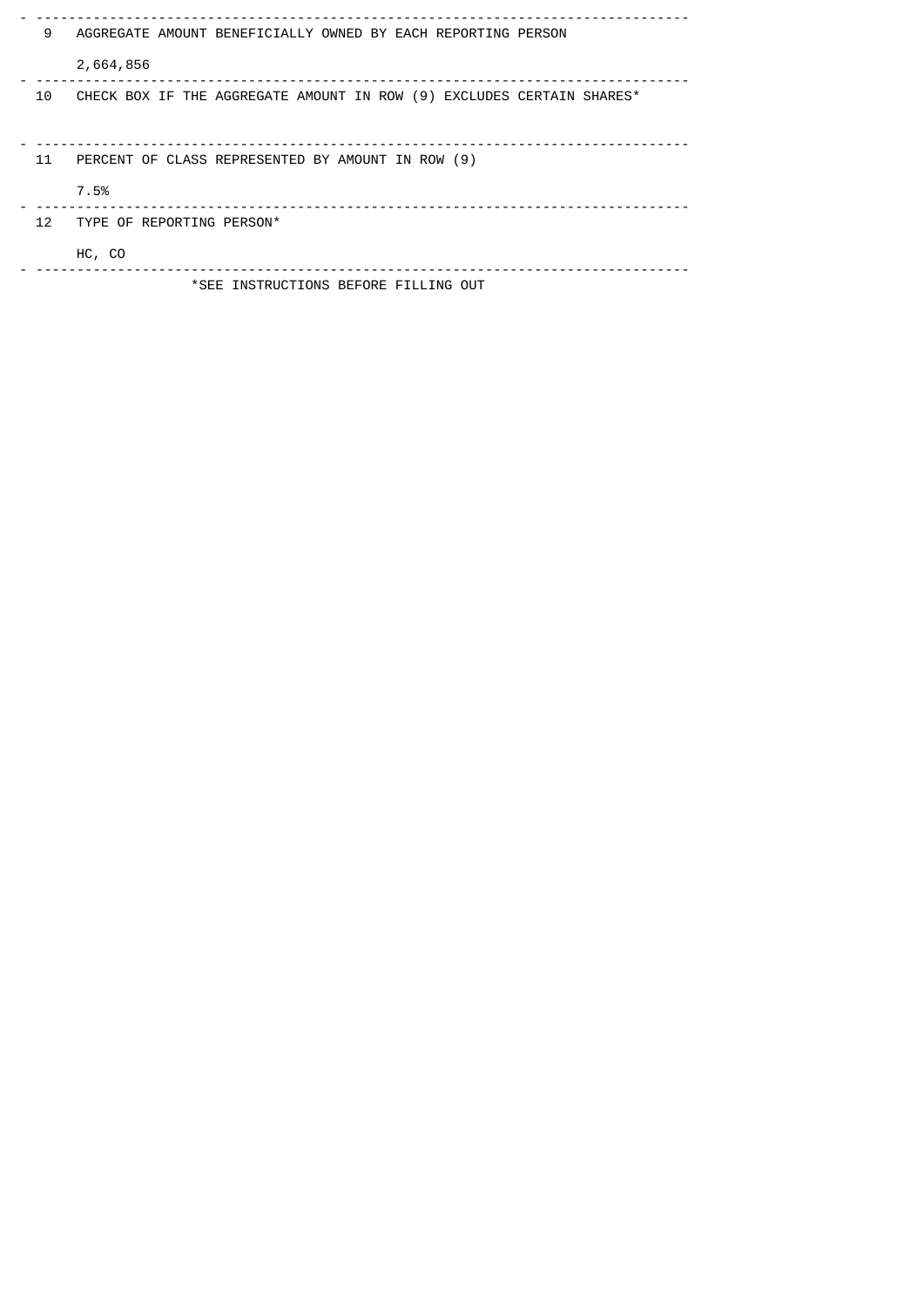| | | |
|---|---|---|
| 9 | AGGREGATE AMOUNT BENEFICIALLY OWNED BY EACH REPORTING PERSON<br><br>2,664,856 | |
| 10 | CHECK BOX IF THE AGGREGATE AMOUNT IN ROW (9) EXCLUDES CERTAIN SHARES* | |
| 11 | PERCENT OF CLASS REPRESENTED BY AMOUNT IN ROW (9)<br><br>7.5% | |
| 12 | TYPE OF REPORTING PERSON*<br><br>HC, CO | |

*SEE INSTRUCTIONS BEFORE FILLING OUT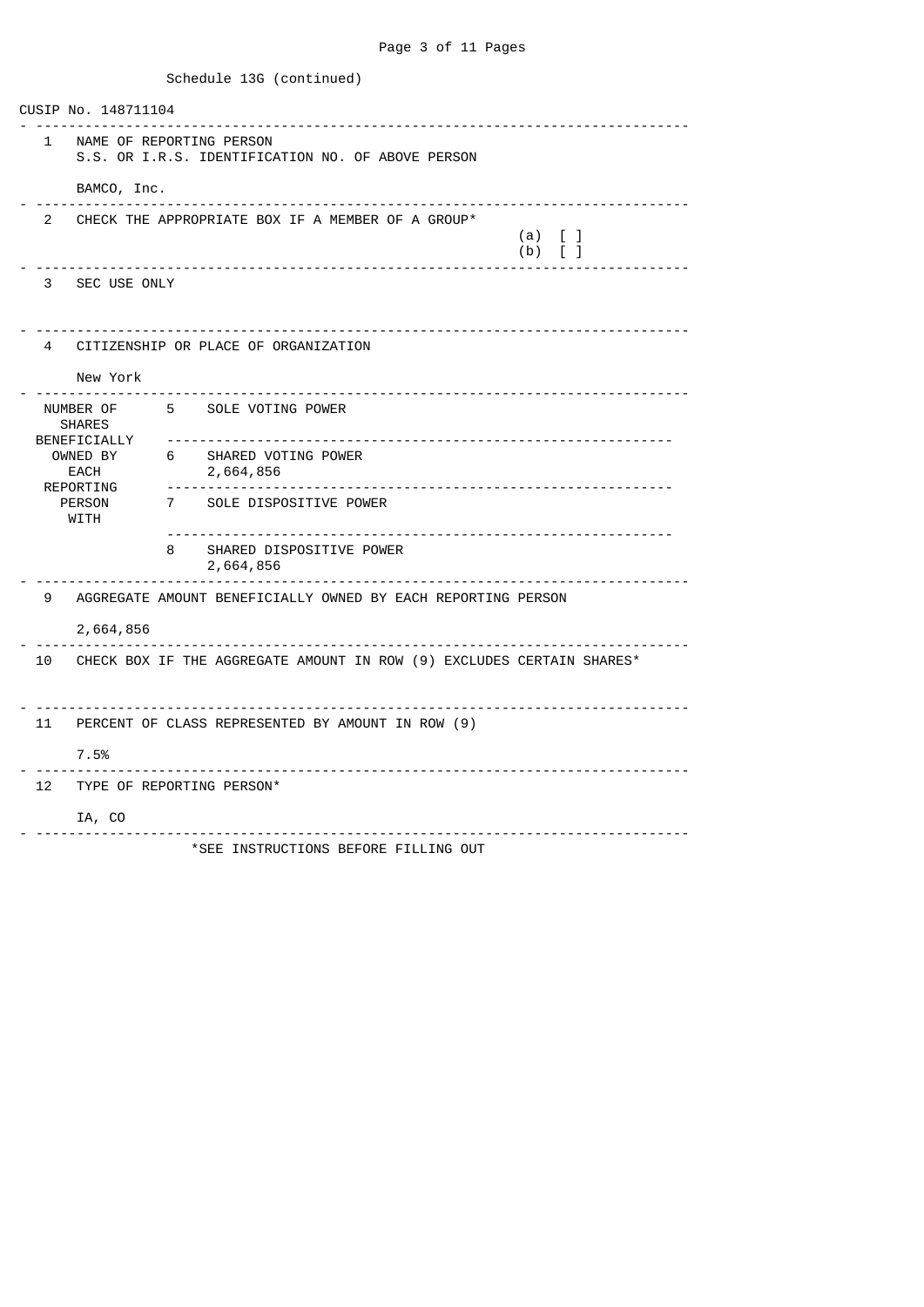Schedule 13G (continued)

CUSIP No. 148711104

| | | |
|---|---|---|
| 1 | NAME OF REPORTING PERSON<br>S.S. OR I.R.S. IDENTIFICATION NO. OF ABOVE PERSON<br><br>BAMCO, Inc. | |
| 2 | CHECK THE APPROPRIATE BOX IF A MEMBER OF A GROUP* | (a) [ ]<br>(b) [ ] |
| 3 | SEC USE ONLY | |
| 4 | CITIZENSHIP OR PLACE OF ORGANIZATION<br><br>New York | |

| | | |
|---|---|---|
| NUMBER OF SHARES BENEFICIALLY OWNED BY EACH REPORTING PERSON WITH | 5 | SOLE VOTING POWER |
| | 6 | SHARED VOTING POWER<br>2,664,856 |
| | 7 | SOLE DISPOSITIVE POWER |
| | 8 | SHARED DISPOSITIVE POWER<br>2,664,856 |

| | |
|---|---|
| 9 | AGGREGATE AMOUNT BENEFICIALLY OWNED BY EACH REPORTING PERSON<br><br>2,664,856 |
| 10 | CHECK BOX IF THE AGGREGATE AMOUNT IN ROW (9) EXCLUDES CERTAIN SHARES* |
| 11 | PERCENT OF CLASS REPRESENTED BY AMOUNT IN ROW (9)<br><br>7.5% |
| 12 | TYPE OF REPORTING PERSON*<br><br>IA, CO |

*SEE INSTRUCTIONS BEFORE FILLING OUT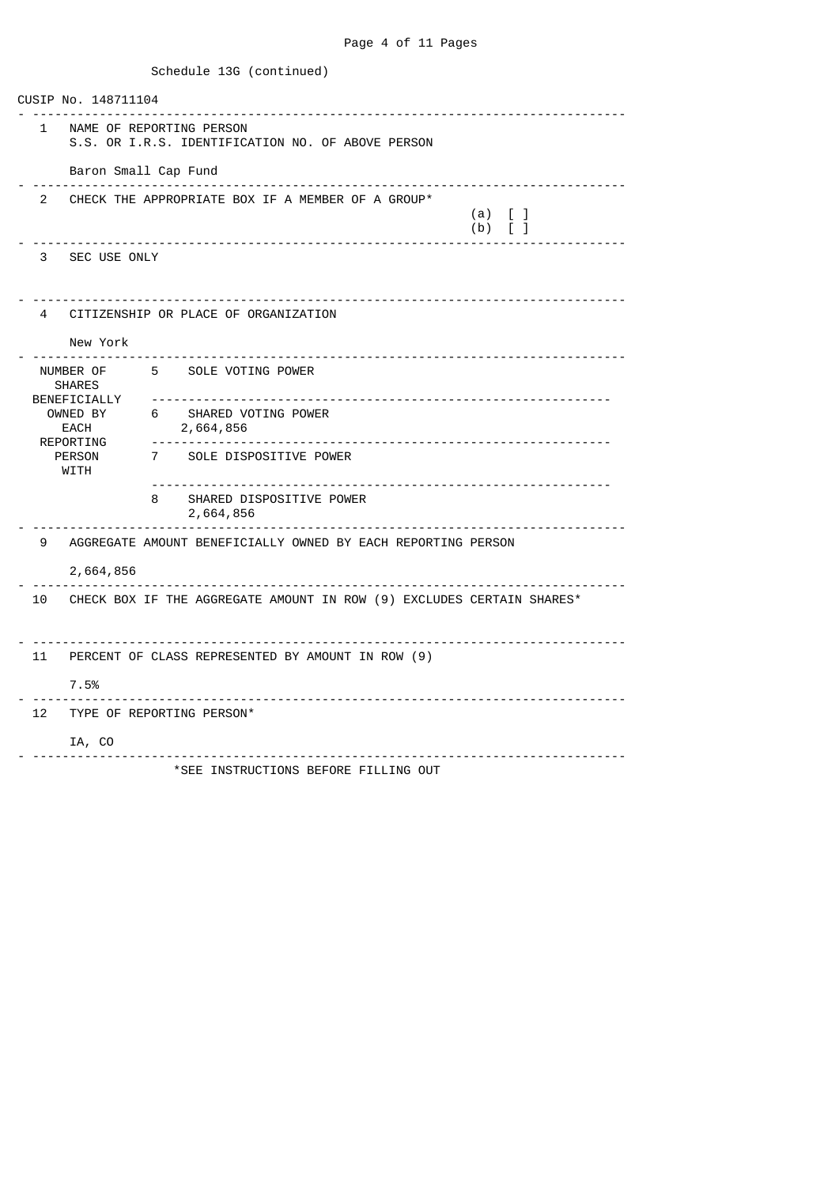Schedule 13G (continued)

CUSIP No. 148711104

| | | |
|---|---|---|
| 1 | NAME OF REPORTING PERSON<br>S.S. OR I.R.S. IDENTIFICATION NO. OF ABOVE PERSON<br><br>Baron Small Cap Fund | |
| 2 | CHECK THE APPROPRIATE BOX IF A MEMBER OF A GROUP* | (a) [ ]<br>(b) [ ] |
| 3 | SEC USE ONLY | |
| 4 | CITIZENSHIP OR PLACE OF ORGANIZATION<br><br>New York | |

| | | |
|---|---|---|
| NUMBER OF SHARES BENEFICIALLY OWNED BY EACH REPORTING PERSON WITH | 5 | SOLE VOTING POWER |
| | 6 | SHARED VOTING POWER<br>2,664,856 |
| | 7 | SOLE DISPOSITIVE POWER |
| | 8 | SHARED DISPOSITIVE POWER<br>2,664,856 |

| | |
|---|---|
| 9 | AGGREGATE AMOUNT BENEFICIALLY OWNED BY EACH REPORTING PERSON<br><br>2,664,856 |
| 10 | CHECK BOX IF THE AGGREGATE AMOUNT IN ROW (9) EXCLUDES CERTAIN SHARES* |
| 11 | PERCENT OF CLASS REPRESENTED BY AMOUNT IN ROW (9)<br><br>7.5% |
| 12 | TYPE OF REPORTING PERSON*<br><br>IA, CO |

*SEE INSTRUCTIONS BEFORE FILLING OUT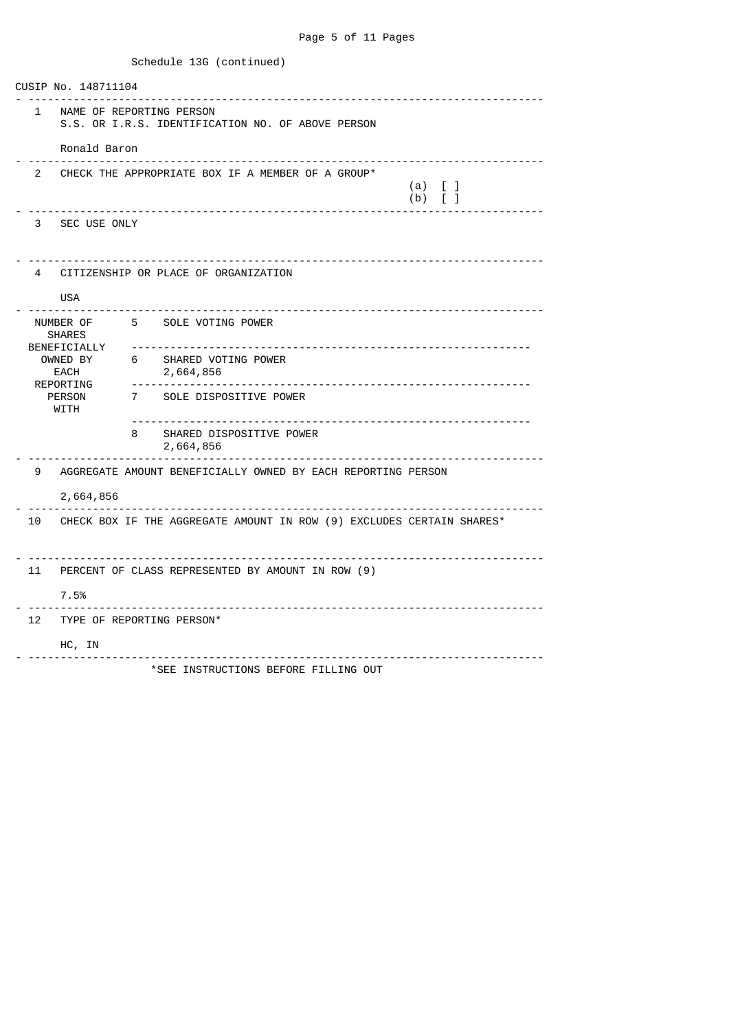Schedule 13G (continued)

CUSIP No. 148711104

| | | |
|---|---|---|
| 1 | NAME OF REPORTING PERSON<br>S.S. OR I.R.S. IDENTIFICATION NO. OF ABOVE PERSON<br><br>Ronald Baron | |
| 2 | CHECK THE APPROPRIATE BOX IF A MEMBER OF A GROUP* | (a) [ ]<br>(b) [ ] |
| 3 | SEC USE ONLY | |
| 4 | CITIZENSHIP OR PLACE OF ORGANIZATION<br><br>USA | |

| | | |
|---|---|---|
| NUMBER OF SHARES BENEFICIALLY OWNED BY EACH REPORTING PERSON WITH | 5 | SOLE VOTING POWER |
| | 6 | SHARED VOTING POWER<br>2,664,856 |
| | 7 | SOLE DISPOSITIVE POWER |
| | 8 | SHARED DISPOSITIVE POWER<br>2,664,856 |

| | |
|---|---|
| 9 | AGGREGATE AMOUNT BENEFICIALLY OWNED BY EACH REPORTING PERSON<br><br>2,664,856 |
| 10 | CHECK BOX IF THE AGGREGATE AMOUNT IN ROW (9) EXCLUDES CERTAIN SHARES* |
| 11 | PERCENT OF CLASS REPRESENTED BY AMOUNT IN ROW (9)<br><br>7.5% |
| 12 | TYPE OF REPORTING PERSON*<br><br>HC, IN |

*SEE INSTRUCTIONS BEFORE FILLING OUT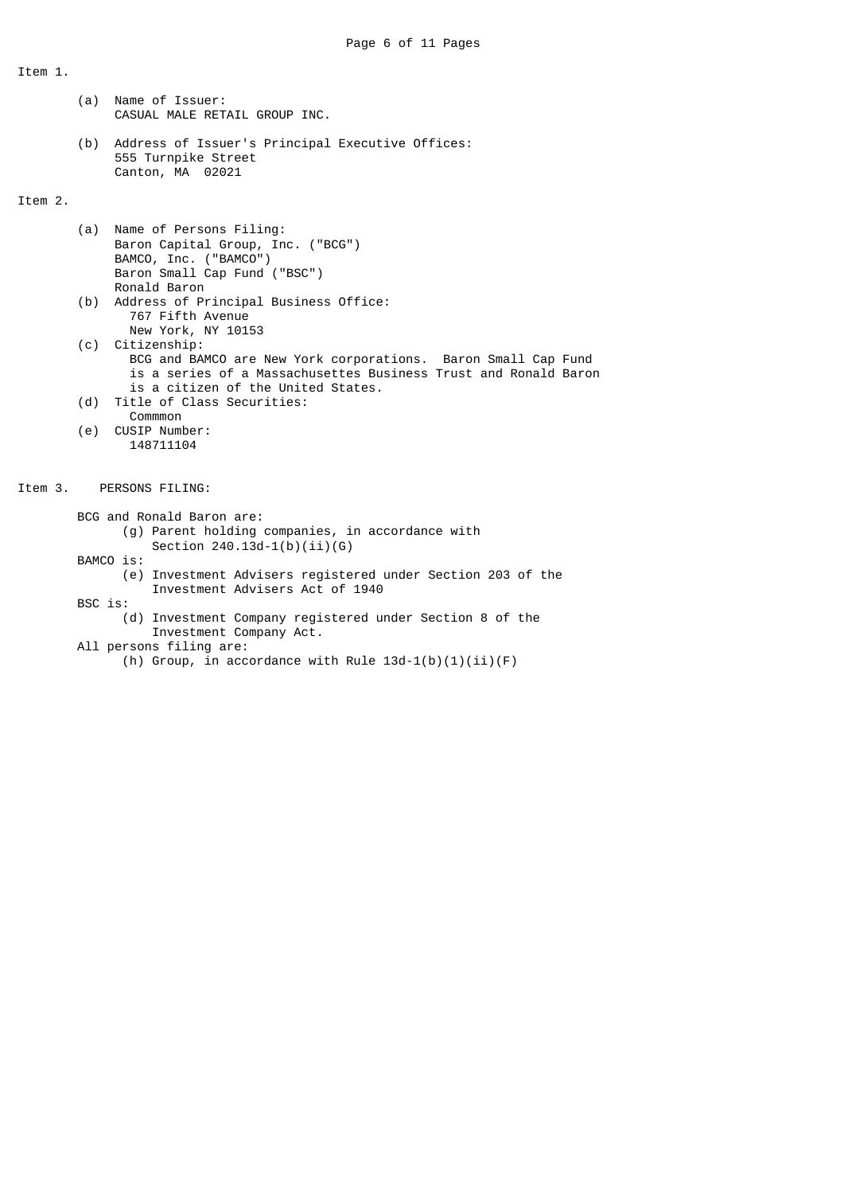Item 1.

(a) Name of Issuer:
CASUAL MALE RETAIL GROUP INC.

(b) Address of Issuer's Principal Executive Offices:
555 Turnpike Street
Canton, MA 02021

Item 2.

(a) Name of Persons Filing:
Baron Capital Group, Inc. ("BCG")
BAMCO, Inc. ("BAMCO")
Baron Small Cap Fund ("BSC")
Ronald Baron

(b) Address of Principal Business Office:
767 Fifth Avenue
New York, NY 10153

(c) Citizenship:
BCG and BAMCO are New York corporations. Baron Small Cap Fund is a series of a Massachusettes Business Trust and Ronald Baron is a citizen of the United States.

(d) Title of Class Securities:
Commmon

(e) CUSIP Number:
148711104

Item 3. PERSONS FILING:

BCG and Ronald Baron are:
(g) Parent holding companies, in accordance with Section 240.13d-1(b)(ii)(G)

BAMCO is:
(e) Investment Advisers registered under Section 203 of the Investment Advisers Act of 1940

BSC is:
(d) Investment Company registered under Section 8 of the Investment Company Act.

All persons filing are:
(h) Group, in accordance with Rule 13d-1(b)(1)(ii)(F)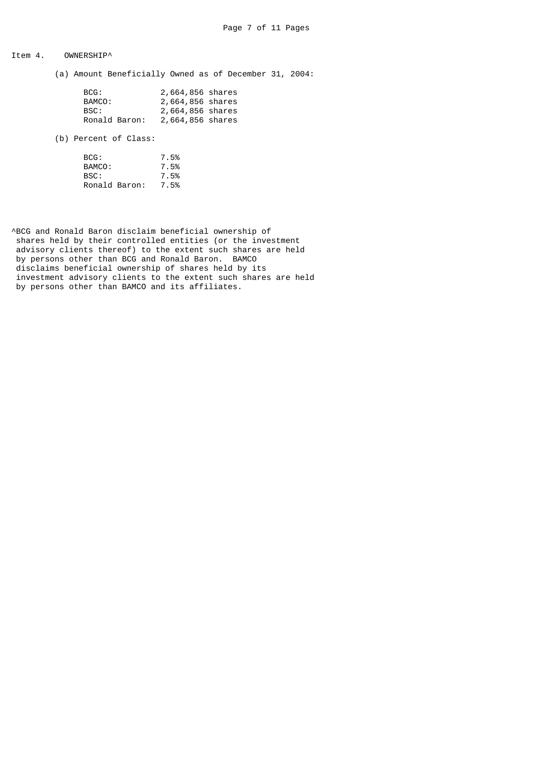Item 4. OWNERSHIP^

(a) Amount Beneficially Owned as of December 31, 2004:

| | |
|---|---|
| BCG: | 2,664,856 shares |
| BAMCO: | 2,664,856 shares |
| BSC: | 2,664,856 shares |
| Ronald Baron: | 2,664,856 shares |

(b) Percent of Class:

| | |
|---|---|
| BCG: | 7.5% |
| BAMCO: | 7.5% |
| BSC: | 7.5% |
| Ronald Baron: | 7.5% |

^BCG and Ronald Baron disclaim beneficial ownership of shares held by their controlled entities (or the investment advisory clients thereof) to the extent such shares are held by persons other than BCG and Ronald Baron. BAMCO disclaims beneficial ownership of shares held by its investment advisory clients to the extent such shares are held by persons other than BAMCO and its affiliates.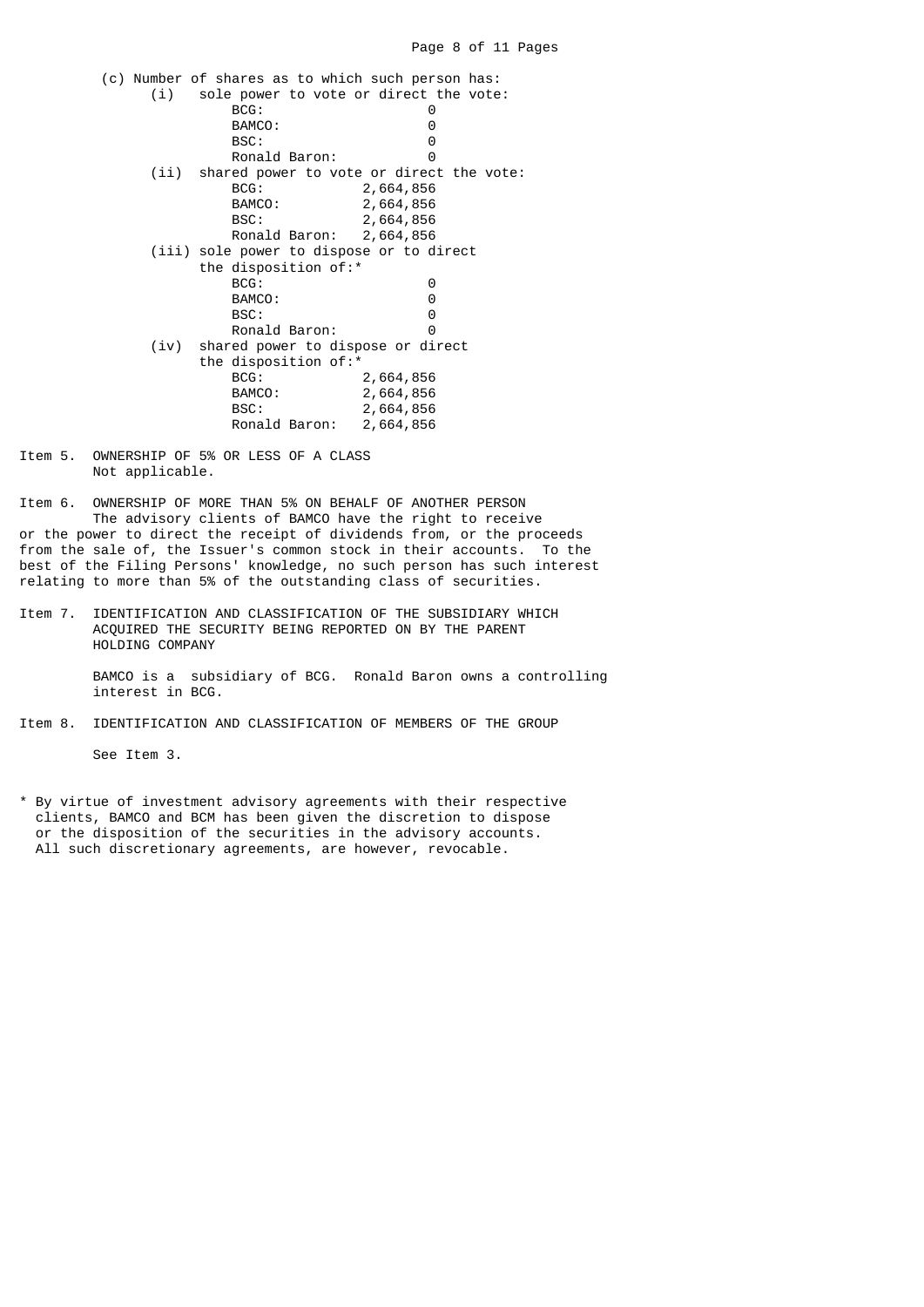(c) Number of shares as to which such person has:

(i) sole power to vote or direct the vote:

| | |
|---|---|
| BCG: | 0 |
| BAMCO: | 0 |
| BSC: | 0 |
| Ronald Baron: | 0 |

(ii) shared power to vote or direct the vote:

| | |
|---|---|
| BCG: | 2,664,856 |
| BAMCO: | 2,664,856 |
| BSC: | 2,664,856 |
| Ronald Baron: | 2,664,856 |

(iii) sole power to dispose or to direct the disposition of:*

| | |
|---|---|
| BCG: | 0 |
| BAMCO: | 0 |
| BSC: | 0 |
| Ronald Baron: | 0 |

(iv) shared power to dispose or direct the disposition of:*

| | |
|---|---|
| BCG: | 2,664,856 |
| BAMCO: | 2,664,856 |
| BSC: | 2,664,856 |
| Ronald Baron: | 2,664,856 |

Item 5. OWNERSHIP OF 5% OR LESS OF A CLASS

Not applicable.

Item 6. OWNERSHIP OF MORE THAN 5% ON BEHALF OF ANOTHER PERSON

The advisory clients of BAMCO have the right to receive or the power to direct the receipt of dividends from, or the proceeds from the sale of, the Issuer's common stock in their accounts. To the best of the Filing Persons' knowledge, no such person has such interest relating to more than 5% of the outstanding class of securities.

Item 7. IDENTIFICATION AND CLASSIFICATION OF THE SUBSIDIARY WHICH ACQUIRED THE SECURITY BEING REPORTED ON BY THE PARENT HOLDING COMPANY

BAMCO is a subsidiary of BCG. Ronald Baron owns a controlling interest in BCG.

Item 8. IDENTIFICATION AND CLASSIFICATION OF MEMBERS OF THE GROUP

See Item 3.

* By virtue of investment advisory agreements with their respective clients, BAMCO and BCM has been given the discretion to dispose or the disposition of the securities in the advisory accounts. All such discretionary agreements, are however, revocable.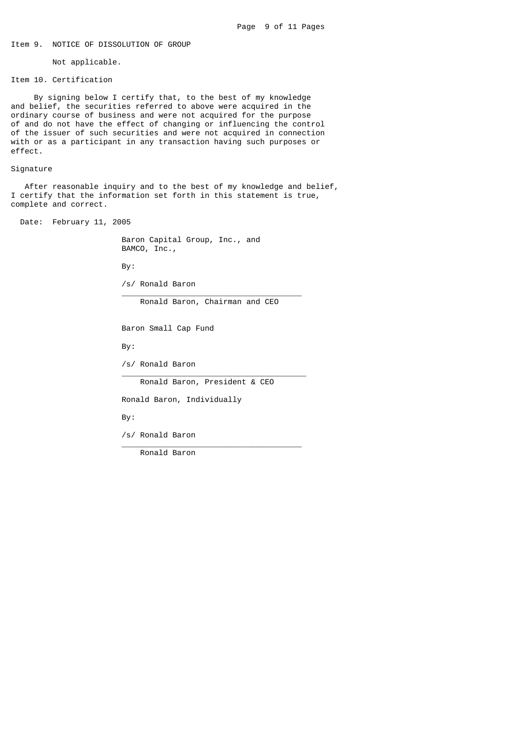Item 9. NOTICE OF DISSOLUTION OF GROUP

Not applicable.

Item 10. Certification

By signing below I certify that, to the best of my knowledge and belief, the securities referred to above were acquired in the ordinary course of business and were not acquired for the purpose of and do not have the effect of changing or influencing the control of the issuer of such securities and were not acquired in connection with or as a participant in any transaction having such purposes or effect.

Signature

After reasonable inquiry and to the best of my knowledge and belief, I certify that the information set forth in this statement is true, complete and correct.

Date: February 11, 2005

Baron Capital Group, Inc., and
BAMCO, Inc.,

By:

/s/ Ronald Baron
_____________________________________
Ronald Baron, Chairman and CEO

Baron Small Cap Fund

By:

/s/ Ronald Baron
_____________________________________
Ronald Baron, President & CEO

Ronald Baron, Individually

By:

/s/ Ronald Baron
_____________________________________
Ronald Baron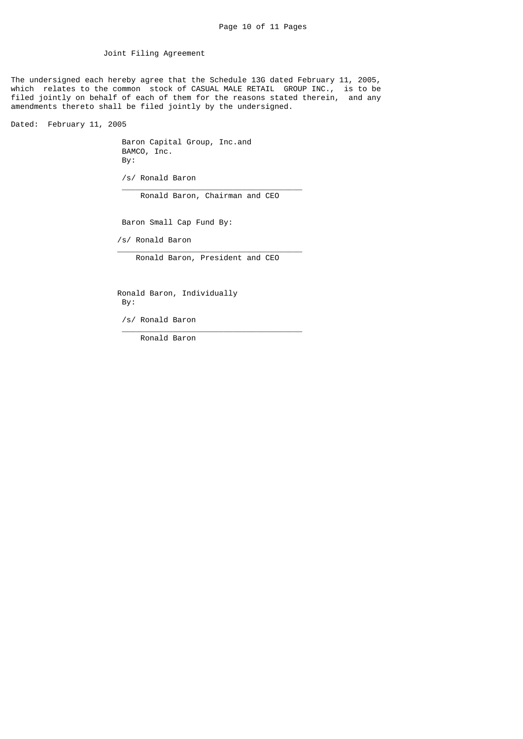# Joint Filing Agreement

The undersigned each hereby agree that the Schedule 13G dated February 11, 2005, which relates to the common stock of CASUAL MALE RETAIL GROUP INC., is to be filed jointly on behalf of each of them for the reasons stated therein, and any amendments thereto shall be filed jointly by the undersigned.

Dated: February 11, 2005

Baron Capital Group, Inc.and
BAMCO, Inc.
By:

/s/ Ronald Baron

______________________________________
Ronald Baron, Chairman and CEO

Baron Small Cap Fund By:

/s/ Ronald Baron

______________________________________
Ronald Baron, President and CEO

Ronald Baron, Individually
By:

/s/ Ronald Baron

______________________________________
Ronald Baron